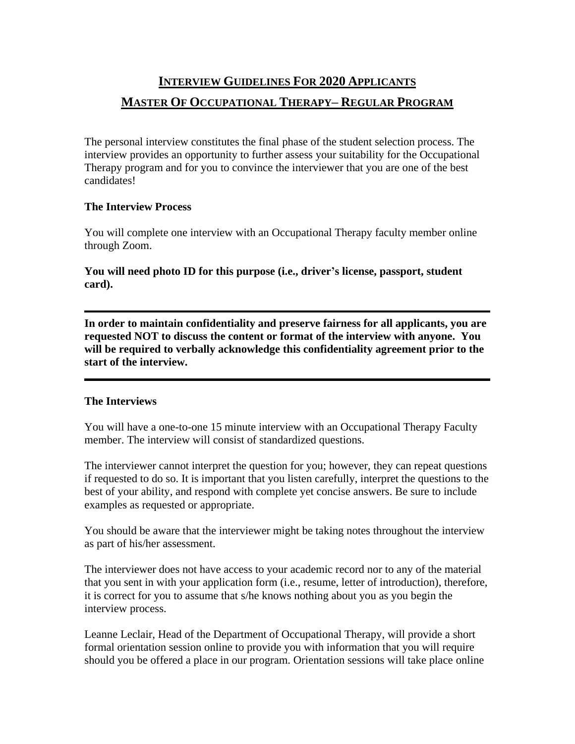# Interview Guidelines For 2020 Applicants

# Master Of Occupational Therapy– Regular Program

The personal interview constitutes the final phase of the student selection process. The interview provides an opportunity to further assess your suitability for the Occupational Therapy program and for you to convince the interviewer that you are one of the best candidates!

**The Interview Process**

You will complete one interview with an Occupational Therapy faculty member online through Zoom.

**You will need photo ID for this purpose (i.e., driver's license, passport, student card).**

---

**In order to maintain confidentiality and preserve fairness for all applicants, you are requested NOT to discuss the content or format of the interview with anyone. You will be required to verbally acknowledge this confidentiality agreement prior to the start of the interview.**

---

**The Interviews**

You will have a one-to-one 15 minute interview with an Occupational Therapy Faculty member. The interview will consist of standardized questions.

The interviewer cannot interpret the question for you; however, they can repeat questions if requested to do so. It is important that you listen carefully, interpret the questions to the best of your ability, and respond with complete yet concise answers. Be sure to include examples as requested or appropriate.

You should be aware that the interviewer might be taking notes throughout the interview as part of his/her assessment.

The interviewer does not have access to your academic record nor to any of the material that you sent in with your application form (i.e., resume, letter of introduction), therefore, it is correct for you to assume that s/he knows nothing about you as you begin the interview process.

Leanne Leclair, Head of the Department of Occupational Therapy, will provide a short formal orientation session online to provide you with information that you will require should you be offered a place in our program. Orientation sessions will take place online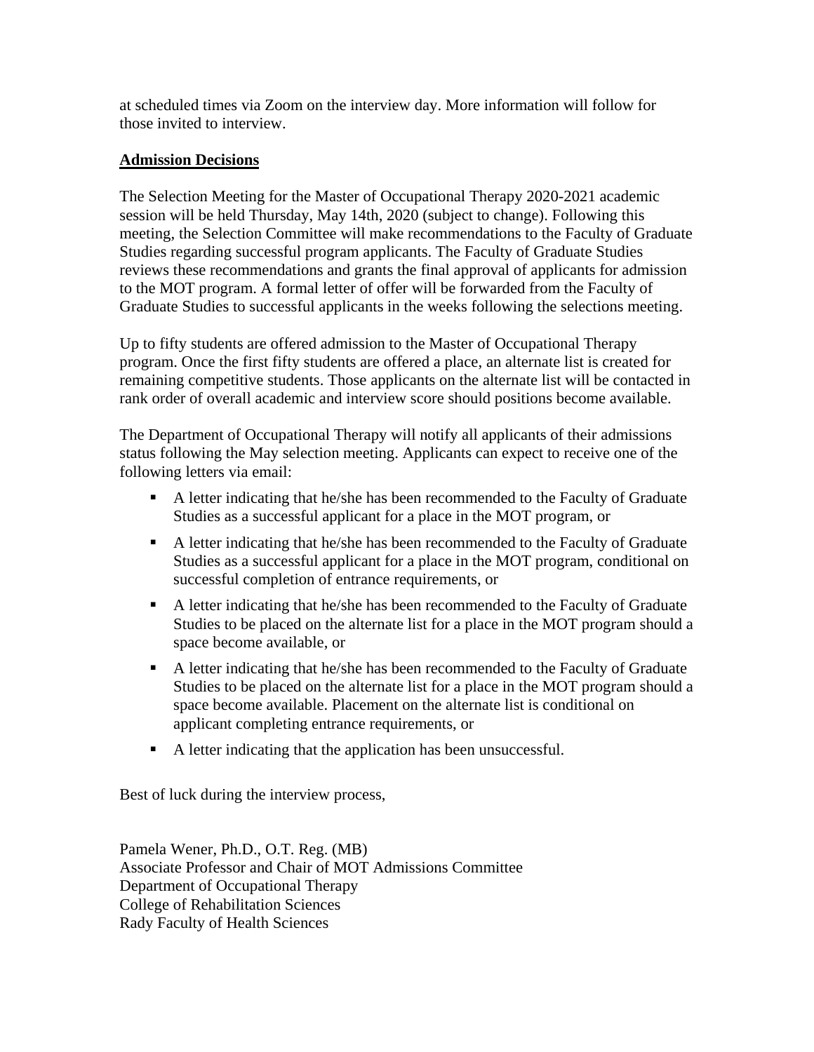at scheduled times via Zoom on the interview day. More information will follow for those invited to interview.

**Admission Decisions**

The Selection Meeting for the Master of Occupational Therapy 2020-2021 academic session will be held Thursday, May 14th, 2020 (subject to change). Following this meeting, the Selection Committee will make recommendations to the Faculty of Graduate Studies regarding successful program applicants. The Faculty of Graduate Studies reviews these recommendations and grants the final approval of applicants for admission to the MOT program. A formal letter of offer will be forwarded from the Faculty of Graduate Studies to successful applicants in the weeks following the selections meeting.

Up to fifty students are offered admission to the Master of Occupational Therapy program. Once the first fifty students are offered a place, an alternate list is created for remaining competitive students. Those applicants on the alternate list will be contacted in rank order of overall academic and interview score should positions become available.

The Department of Occupational Therapy will notify all applicants of their admissions status following the May selection meeting. Applicants can expect to receive one of the following letters via email:

- A letter indicating that he/she has been recommended to the Faculty of Graduate Studies as a successful applicant for a place in the MOT program, or
- A letter indicating that he/she has been recommended to the Faculty of Graduate Studies as a successful applicant for a place in the MOT program, conditional on successful completion of entrance requirements, or
- A letter indicating that he/she has been recommended to the Faculty of Graduate Studies to be placed on the alternate list for a place in the MOT program should a space become available, or
- A letter indicating that he/she has been recommended to the Faculty of Graduate Studies to be placed on the alternate list for a place in the MOT program should a space become available. Placement on the alternate list is conditional on applicant completing entrance requirements, or
- A letter indicating that the application has been unsuccessful.

Best of luck during the interview process,

Pamela Wener, Ph.D., O.T. Reg. (MB)
Associate Professor and Chair of MOT Admissions Committee
Department of Occupational Therapy
College of Rehabilitation Sciences
Rady Faculty of Health Sciences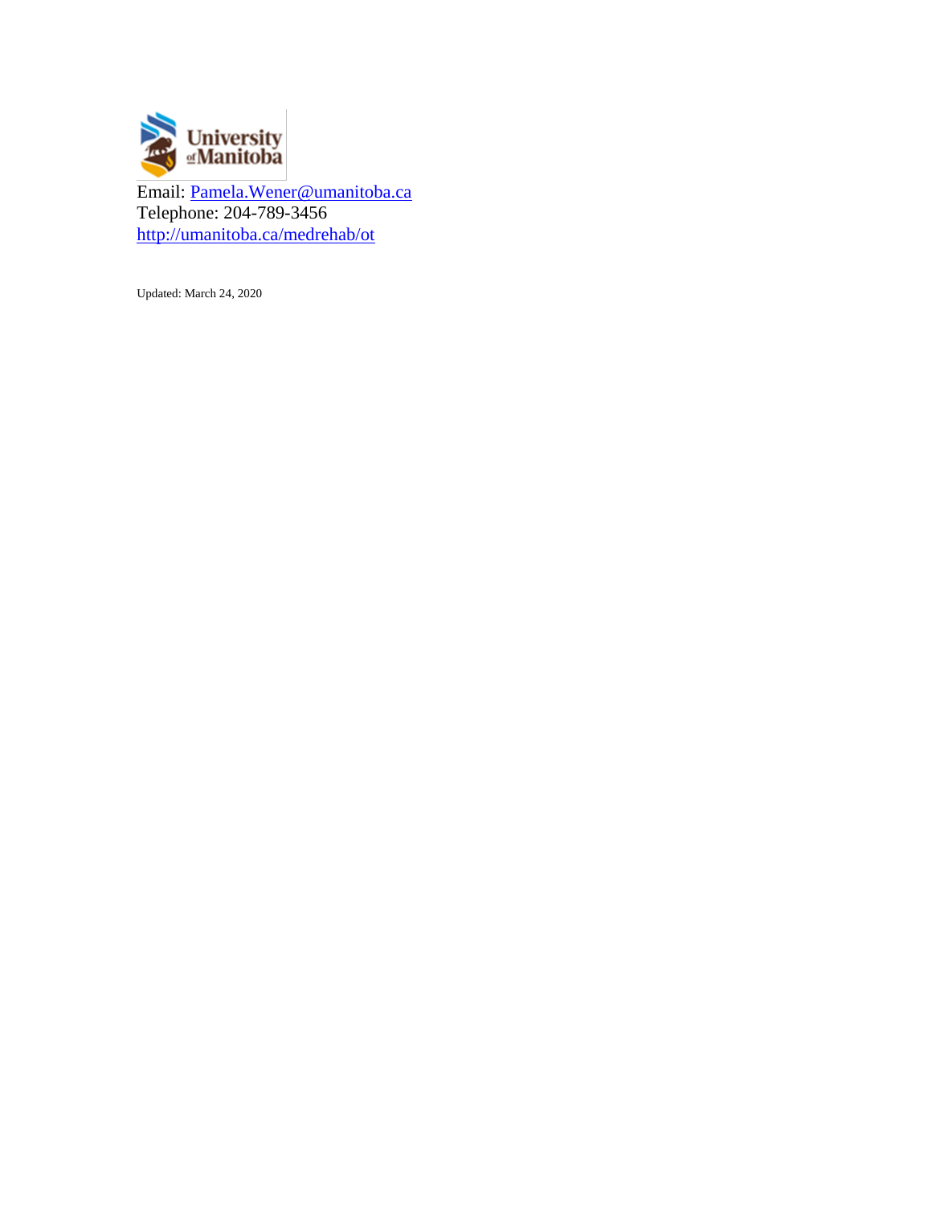University of Manitoba

Email: Pamela.Wener@umanitoba.ca
Telephone: 204-789-3456
http://umanitoba.ca/medrehab/ot

Updated: March 24, 2020